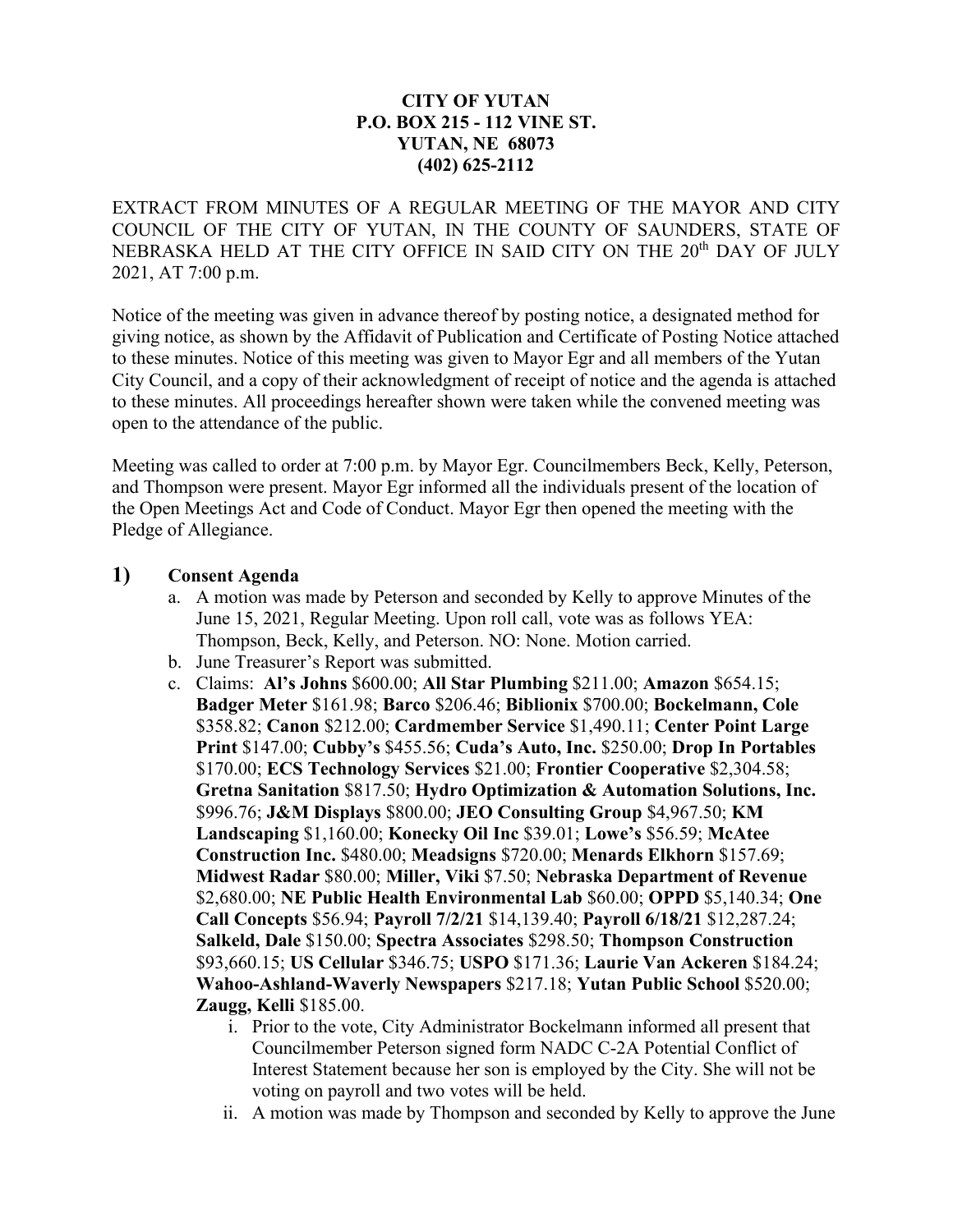**CITY OF YUTAN**
**P.O. BOX 215 - 112 VINE ST.**
**YUTAN, NE 68073**
**(402) 625-2112**

EXTRACT FROM MINUTES OF A REGULAR MEETING OF THE MAYOR AND CITY COUNCIL OF THE CITY OF YUTAN, IN THE COUNTY OF SAUNDERS, STATE OF NEBRASKA HELD AT THE CITY OFFICE IN SAID CITY ON THE 20th DAY OF JULY 2021, AT 7:00 p.m.

Notice of the meeting was given in advance thereof by posting notice, a designated method for giving notice, as shown by the Affidavit of Publication and Certificate of Posting Notice attached to these minutes. Notice of this meeting was given to Mayor Egr and all members of the Yutan City Council, and a copy of their acknowledgment of receipt of notice and the agenda is attached to these minutes. All proceedings hereafter shown were taken while the convened meeting was open to the attendance of the public.

Meeting was called to order at 7:00 p.m. by Mayor Egr. Councilmembers Beck, Kelly, Peterson, and Thompson were present. Mayor Egr informed all the individuals present of the location of the Open Meetings Act and Code of Conduct. Mayor Egr then opened the meeting with the Pledge of Allegiance.

## 1) Consent Agenda

a. A motion was made by Peterson and seconded by Kelly to approve Minutes of the June 15, 2021, Regular Meeting. Upon roll call, vote was as follows YEA: Thompson, Beck, Kelly, and Peterson. NO: None. Motion carried.

b. June Treasurer's Report was submitted.

c. Claims: **Al's Johns** $600.00; **All Star Plumbing** $211.00; **Amazon** $654.15; **Badger Meter** $161.98; **Barco** $206.46; **Biblionix** $700.00; **Bockelmann, Cole** $358.82; **Canon** $212.00; **Cardmember Service** $1,490.11; **Center Point Large Print** $147.00; **Cubby's** $455.56; **Cuda's Auto, Inc.** $250.00; **Drop In Portables** $170.00; **ECS Technology Services** $21.00; **Frontier Cooperative** $2,304.58; **Gretna Sanitation** $817.50; **Hydro Optimization & Automation Solutions, Inc.** $996.76; **J&M Displays** $800.00; **JEO Consulting Group** $4,967.50; **KM Landscaping** $1,160.00; **Konecky Oil Inc** $39.01; **Lowe's** $56.59; **McAtee Construction Inc.** $480.00; **Meadsigns** $720.00; **Menards Elkhorn** $157.69; **Midwest Radar** $80.00; **Miller, Viki** $7.50; **Nebraska Department of Revenue** $2,680.00; **NE Public Health Environmental Lab** $60.00; **OPPD** $5,140.34; **One Call Concepts** $56.94; **Payroll 7/2/21** $14,139.40; **Payroll 6/18/21** $12,287.24; **Salkeld, Dale** $150.00; **Spectra Associates** $298.50; **Thompson Construction** $93,660.15; **US Cellular** $346.75; **USPO** $171.36; **Laurie Van Ackeren** $184.24; **Wahoo-Ashland-Waverly Newspapers** $217.18; **Yutan Public School** $520.00; **Zaugg, Kelli** $185.00.

   i. Prior to the vote, City Administrator Bockelmann informed all present that Councilmember Peterson signed form NADC C-2A Potential Conflict of Interest Statement because her son is employed by the City. She will not be voting on payroll and two votes will be held.

   ii. A motion was made by Thompson and seconded by Kelly to approve the June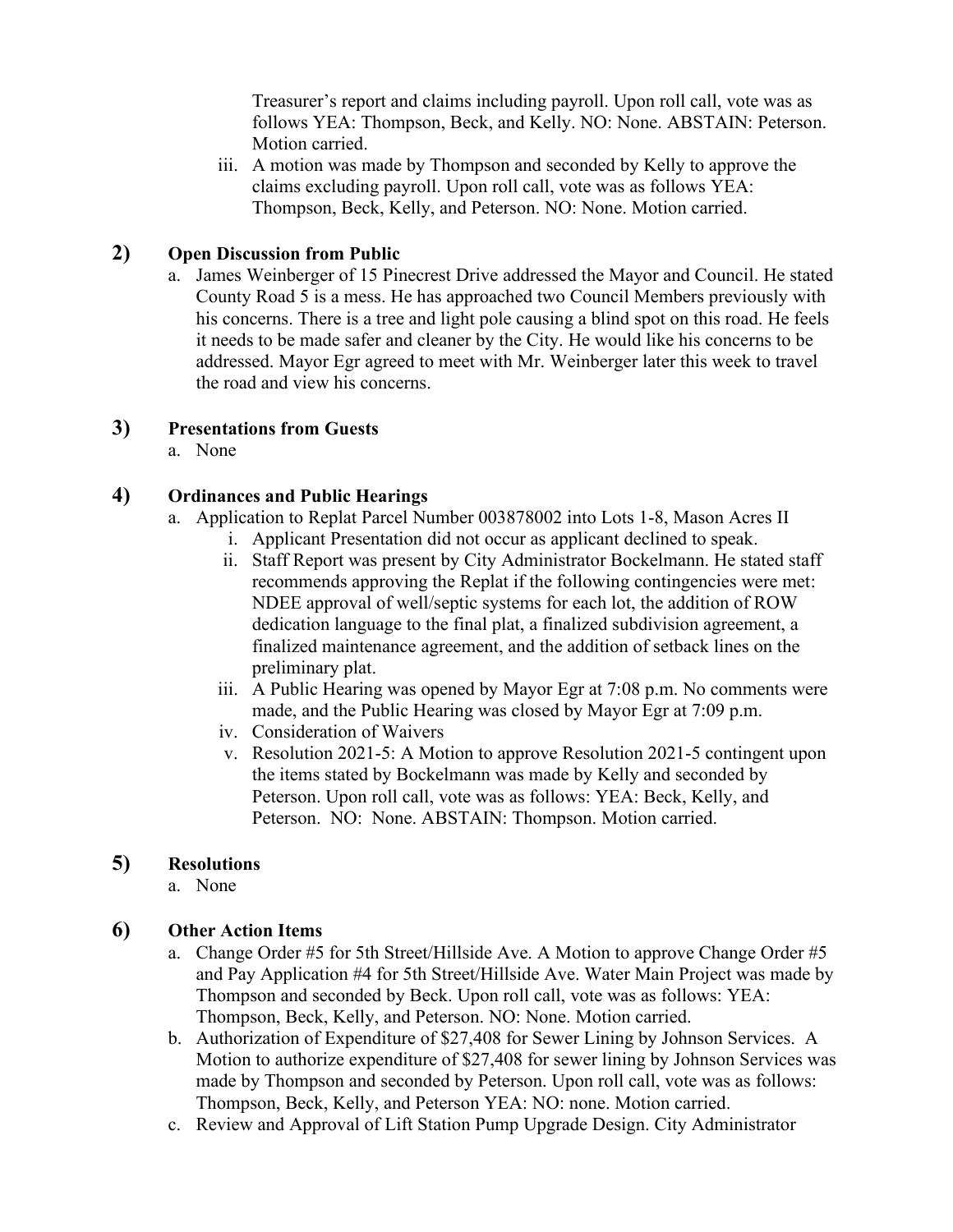Treasurer's report and claims including payroll. Upon roll call, vote was as follows YEA: Thompson, Beck, and Kelly. NO: None. ABSTAIN: Peterson. Motion carried.

iii. A motion was made by Thompson and seconded by Kelly to approve the claims excluding payroll. Upon roll call, vote was as follows YEA: Thompson, Beck, Kelly, and Peterson. NO: None. Motion carried.

## 2) Open Discussion from Public

a. James Weinberger of 15 Pinecrest Drive addressed the Mayor and Council. He stated County Road 5 is a mess. He has approached two Council Members previously with his concerns. There is a tree and light pole causing a blind spot on this road. He feels it needs to be made safer and cleaner by the City. He would like his concerns to be addressed. Mayor Egr agreed to meet with Mr. Weinberger later this week to travel the road and view his concerns.

## 3) Presentations from Guests

a. None

## 4) Ordinances and Public Hearings

a. Application to Replat Parcel Number 003878002 into Lots 1-8, Mason Acres II
   i. Applicant Presentation did not occur as applicant declined to speak.
   ii. Staff Report was present by City Administrator Bockelmann. He stated staff recommends approving the Replat if the following contingencies were met: NDEE approval of well/septic systems for each lot, the addition of ROW dedication language to the final plat, a finalized subdivision agreement, a finalized maintenance agreement, and the addition of setback lines on the preliminary plat.
   iii. A Public Hearing was opened by Mayor Egr at 7:08 p.m. No comments were made, and the Public Hearing was closed by Mayor Egr at 7:09 p.m.
   iv. Consideration of Waivers
   v. Resolution 2021-5: A Motion to approve Resolution 2021-5 contingent upon the items stated by Bockelmann was made by Kelly and seconded by Peterson. Upon roll call, vote was as follows: YEA: Beck, Kelly, and Peterson. NO: None. ABSTAIN: Thompson. Motion carried.

## 5) Resolutions

a. None

## 6) Other Action Items

a. Change Order #5 for 5th Street/Hillside Ave. A Motion to approve Change Order #5 and Pay Application #4 for 5th Street/Hillside Ave. Water Main Project was made by Thompson and seconded by Beck. Upon roll call, vote was as follows: YEA: Thompson, Beck, Kelly, and Peterson. NO: None. Motion carried.

b. Authorization of Expenditure of $27,408 for Sewer Lining by Johnson Services. A Motion to authorize expenditure of $27,408 for sewer lining by Johnson Services was made by Thompson and seconded by Peterson. Upon roll call, vote was as follows: Thompson, Beck, Kelly, and Peterson YEA: NO: none. Motion carried.

c. Review and Approval of Lift Station Pump Upgrade Design. City Administrator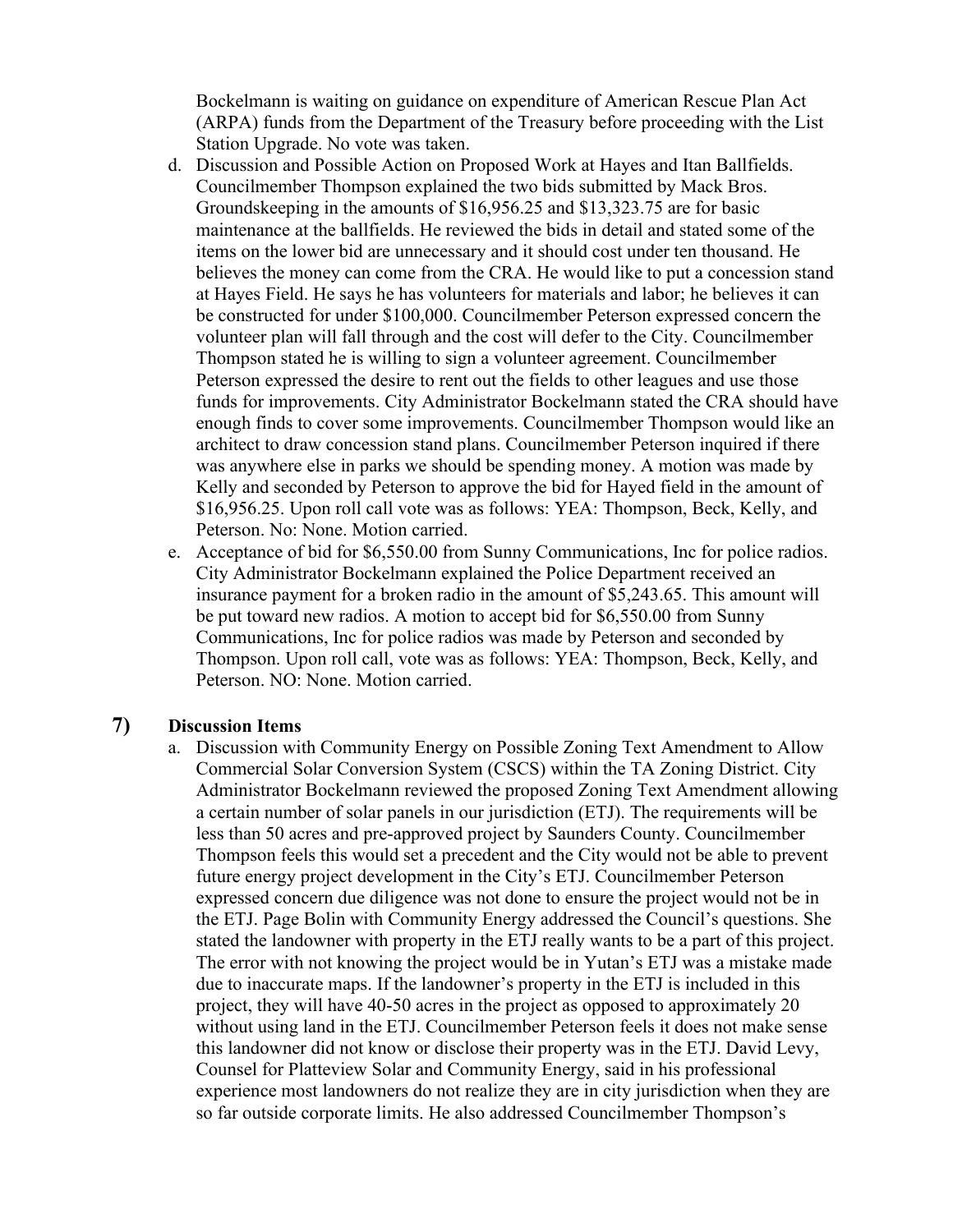Bockelmann is waiting on guidance on expenditure of American Rescue Plan Act (ARPA) funds from the Department of the Treasury before proceeding with the List Station Upgrade. No vote was taken.

d. Discussion and Possible Action on Proposed Work at Hayes and Itan Ballfields. Councilmember Thompson explained the two bids submitted by Mack Bros. Groundskeeping in the amounts of $16,956.25 and $13,323.75 are for basic maintenance at the ballfields. He reviewed the bids in detail and stated some of the items on the lower bid are unnecessary and it should cost under ten thousand. He believes the money can come from the CRA. He would like to put a concession stand at Hayes Field. He says he has volunteers for materials and labor; he believes it can be constructed for under $100,000. Councilmember Peterson expressed concern the volunteer plan will fall through and the cost will defer to the City. Councilmember Thompson stated he is willing to sign a volunteer agreement. Councilmember Peterson expressed the desire to rent out the fields to other leagues and use those funds for improvements. City Administrator Bockelmann stated the CRA should have enough finds to cover some improvements. Councilmember Thompson would like an architect to draw concession stand plans. Councilmember Peterson inquired if there was anywhere else in parks we should be spending money. A motion was made by Kelly and seconded by Peterson to approve the bid for Hayed field in the amount of $16,956.25. Upon roll call vote was as follows: YEA: Thompson, Beck, Kelly, and Peterson. No: None. Motion carried.

e. Acceptance of bid for $6,550.00 from Sunny Communications, Inc for police radios. City Administrator Bockelmann explained the Police Department received an insurance payment for a broken radio in the amount of $5,243.65. This amount will be put toward new radios. A motion to accept bid for $6,550.00 from Sunny Communications, Inc for police radios was made by Peterson and seconded by Thompson. Upon roll call, vote was as follows: YEA: Thompson, Beck, Kelly, and Peterson. NO: None. Motion carried.

## 7) Discussion Items

a. Discussion with Community Energy on Possible Zoning Text Amendment to Allow Commercial Solar Conversion System (CSCS) within the TA Zoning District. City Administrator Bockelmann reviewed the proposed Zoning Text Amendment allowing a certain number of solar panels in our jurisdiction (ETJ). The requirements will be less than 50 acres and pre-approved project by Saunders County. Councilmember Thompson feels this would set a precedent and the City would not be able to prevent future energy project development in the City's ETJ. Councilmember Peterson expressed concern due diligence was not done to ensure the project would not be in the ETJ. Page Bolin with Community Energy addressed the Council's questions. She stated the landowner with property in the ETJ really wants to be a part of this project. The error with not knowing the project would be in Yutan's ETJ was a mistake made due to inaccurate maps. If the landowner's property in the ETJ is included in this project, they will have 40-50 acres in the project as opposed to approximately 20 without using land in the ETJ. Councilmember Peterson feels it does not make sense this landowner did not know or disclose their property was in the ETJ. David Levy, Counsel for Platteview Solar and Community Energy, said in his professional experience most landowners do not realize they are in city jurisdiction when they are so far outside corporate limits. He also addressed Councilmember Thompson's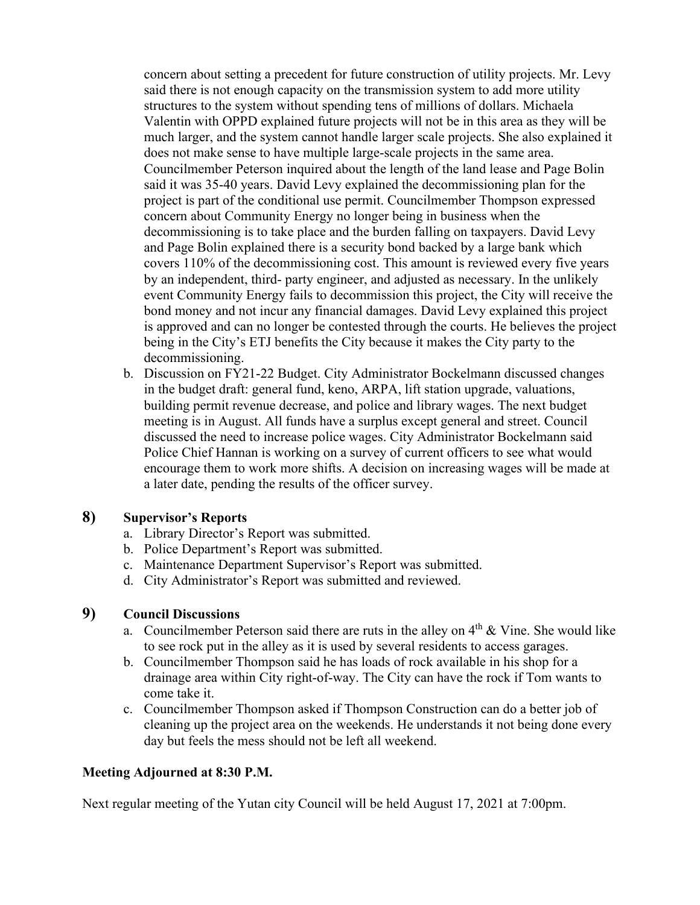concern about setting a precedent for future construction of utility projects. Mr. Levy said there is not enough capacity on the transmission system to add more utility structures to the system without spending tens of millions of dollars. Michaela Valentin with OPPD explained future projects will not be in this area as they will be much larger, and the system cannot handle larger scale projects. She also explained it does not make sense to have multiple large-scale projects in the same area. Councilmember Peterson inquired about the length of the land lease and Page Bolin said it was 35-40 years. David Levy explained the decommissioning plan for the project is part of the conditional use permit. Councilmember Thompson expressed concern about Community Energy no longer being in business when the decommissioning is to take place and the burden falling on taxpayers. David Levy and Page Bolin explained there is a security bond backed by a large bank which covers 110% of the decommissioning cost. This amount is reviewed every five years by an independent, third- party engineer, and adjusted as necessary. In the unlikely event Community Energy fails to decommission this project, the City will receive the bond money and not incur any financial damages. David Levy explained this project is approved and can no longer be contested through the courts. He believes the project being in the City's ETJ benefits the City because it makes the City party to the decommissioning.

b. Discussion on FY21-22 Budget. City Administrator Bockelmann discussed changes in the budget draft: general fund, keno, ARPA, lift station upgrade, valuations, building permit revenue decrease, and police and library wages. The next budget meeting is in August. All funds have a surplus except general and street. Council discussed the need to increase police wages. City Administrator Bockelmann said Police Chief Hannan is working on a survey of current officers to see what would encourage them to work more shifts. A decision on increasing wages will be made at a later date, pending the results of the officer survey.

## 8) Supervisor's Reports

a. Library Director's Report was submitted.
b. Police Department's Report was submitted.
c. Maintenance Department Supervisor's Report was submitted.
d. City Administrator's Report was submitted and reviewed.

## 9) Council Discussions

a. Councilmember Peterson said there are ruts in the alley on 4th & Vine. She would like to see rock put in the alley as it is used by several residents to access garages.
b. Councilmember Thompson said he has loads of rock available in his shop for a drainage area within City right-of-way. The City can have the rock if Tom wants to come take it.
c. Councilmember Thompson asked if Thompson Construction can do a better job of cleaning up the project area on the weekends. He understands it not being done every day but feels the mess should not be left all weekend.

**Meeting Adjourned at 8:30 P.M.**

Next regular meeting of the Yutan city Council will be held August 17, 2021 at 7:00pm.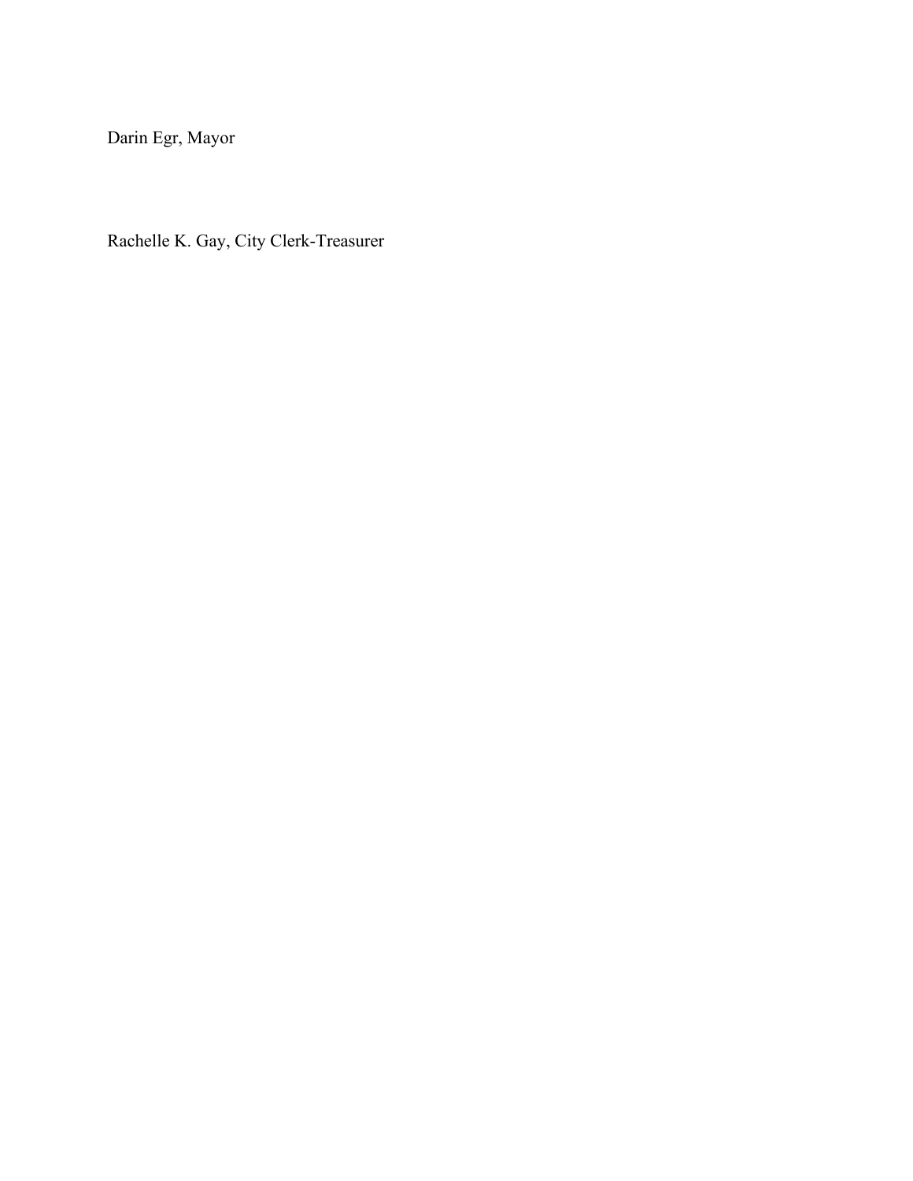Darin Egr, Mayor

Rachelle K. Gay, City Clerk-Treasurer